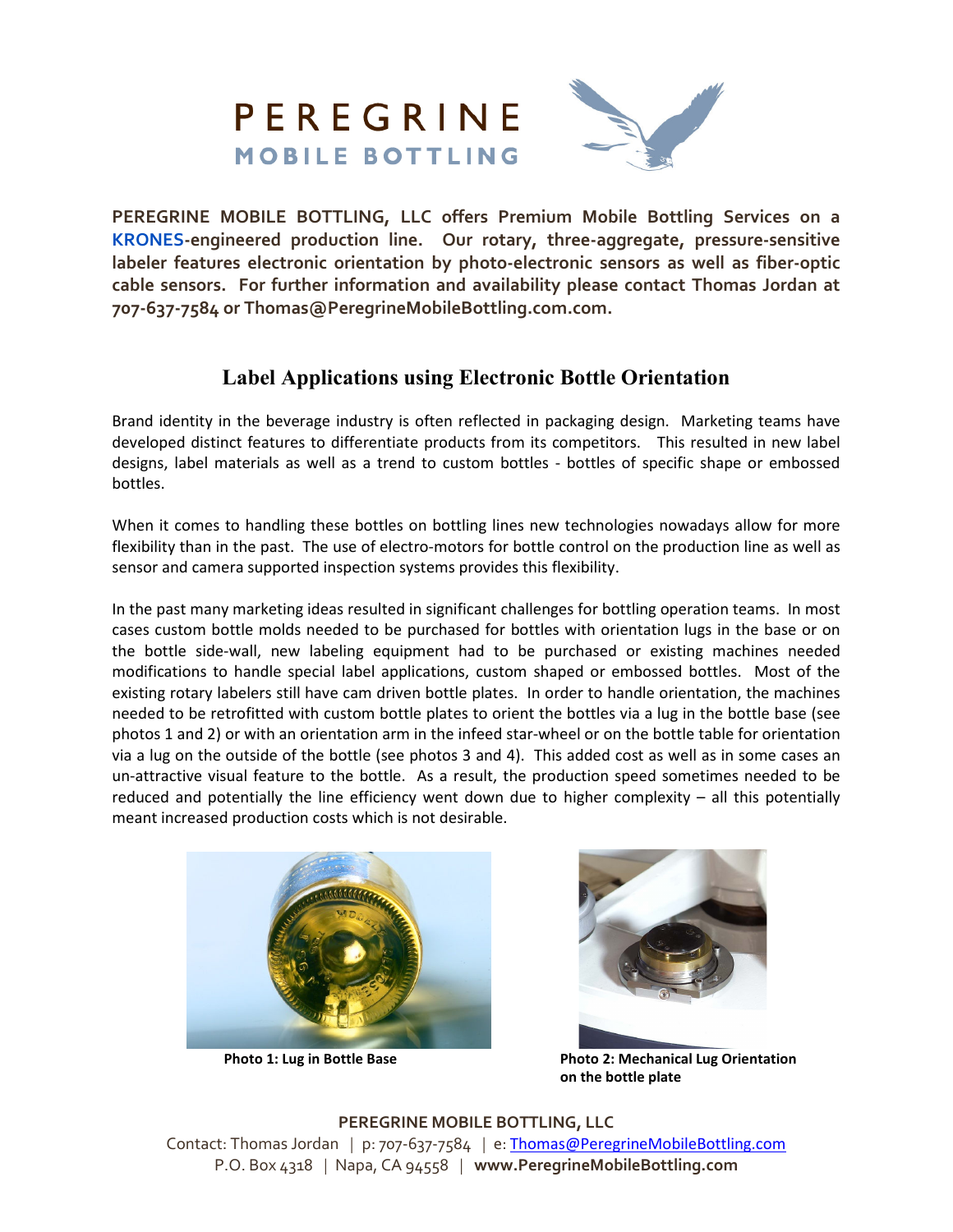# PEREGRINE
## MOBILE BOTTLING

**PEREGRINE MOBILE BOTTLING, LLC offers Premium Mobile Bottling Services on a KRONES-engineered production line. Our rotary, three-aggregate, pressure-sensitive labeler features electronic orientation by photo-electronic sensors as well as fiber-optic cable sensors. For further information and availability please contact Thomas Jordan at 707-637-7584 or Thomas@PeregrineMobileBottling.com.com.**

## Label Applications using Electronic Bottle Orientation

Brand identity in the beverage industry is often reflected in packaging design. Marketing teams have developed distinct features to differentiate products from its competitors. This resulted in new label designs, label materials as well as a trend to custom bottles - bottles of specific shape or embossed bottles.

When it comes to handling these bottles on bottling lines new technologies nowadays allow for more flexibility than in the past. The use of electro-motors for bottle control on the production line as well as sensor and camera supported inspection systems provides this flexibility.

In the past many marketing ideas resulted in significant challenges for bottling operation teams. In most cases custom bottle molds needed to be purchased for bottles with orientation lugs in the base or on the bottle side-wall, new labeling equipment had to be purchased or existing machines needed modifications to handle special label applications, custom shaped or embossed bottles. Most of the existing rotary labelers still have cam driven bottle plates. In order to handle orientation, the machines needed to be retrofitted with custom bottle plates to orient the bottles via a lug in the bottle base (see photos 1 and 2) or with an orientation arm in the infeed star-wheel or on the bottle table for orientation via a lug on the outside of the bottle (see photos 3 and 4). This added cost as well as in some cases an un-attractive visual feature to the bottle. As a result, the production speed sometimes needed to be reduced and potentially the line efficiency went down due to higher complexity – all this potentially meant increased production costs which is not desirable.

**Photo 1: Lug in Bottle Base**

**Photo 2: Mechanical Lug Orientation on the bottle plate**

**PEREGRINE MOBILE BOTTLING, LLC**
Contact: Thomas Jordan | p: 707-637-7584 | e: Thomas@PeregrineMobileBottling.com
P.O. Box 4318 | Napa, CA 94558 | **www.PeregrineMobileBottling.com**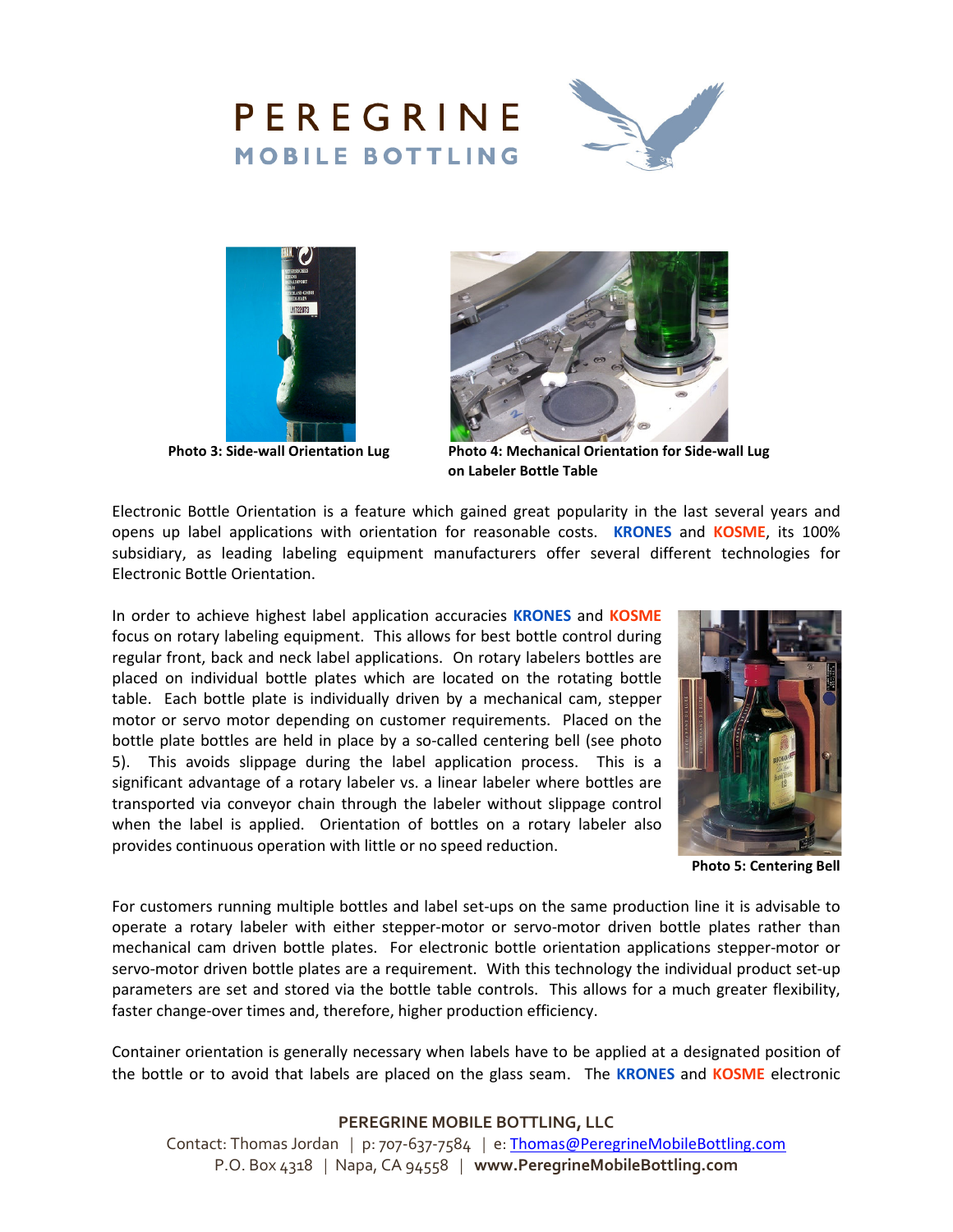Photo 3: Side-wall Orientation Lug

Photo 4: Mechanical Orientation for Side-wall Lug on Labeler Bottle Table

Electronic Bottle Orientation is a feature which gained great popularity in the last several years and opens up label applications with orientation for reasonable costs. **KRONES** and **KOSME**, its 100% subsidiary, as leading labeling equipment manufacturers offer several different technologies for Electronic Bottle Orientation.

In order to achieve highest label application accuracies **KRONES** and **KOSME** focus on rotary labeling equipment. This allows for best bottle control during regular front, back and neck label applications. On rotary labelers bottles are placed on individual bottle plates which are located on the rotating bottle table. Each bottle plate is individually driven by a mechanical cam, stepper motor or servo motor depending on customer requirements. Placed on the bottle plate bottles are held in place by a so-called centering bell (see photo 5). This avoids slippage during the label application process. This is a significant advantage of a rotary labeler vs. a linear labeler where bottles are transported via conveyor chain through the labeler without slippage control when the label is applied. Orientation of bottles on a rotary labeler also provides continuous operation with little or no speed reduction.

Photo 5: Centering Bell

For customers running multiple bottles and label set-ups on the same production line it is advisable to operate a rotary labeler with either stepper-motor or servo-motor driven bottle plates rather than mechanical cam driven bottle plates. For electronic bottle orientation applications stepper-motor or servo-motor driven bottle plates are a requirement. With this technology the individual product set-up parameters are set and stored via the bottle table controls. This allows for a much greater flexibility, faster change-over times and, therefore, higher production efficiency.

Container orientation is generally necessary when labels have to be applied at a designated position of the bottle or to avoid that labels are placed on the glass seam. The **KRONES** and **KOSME** electronic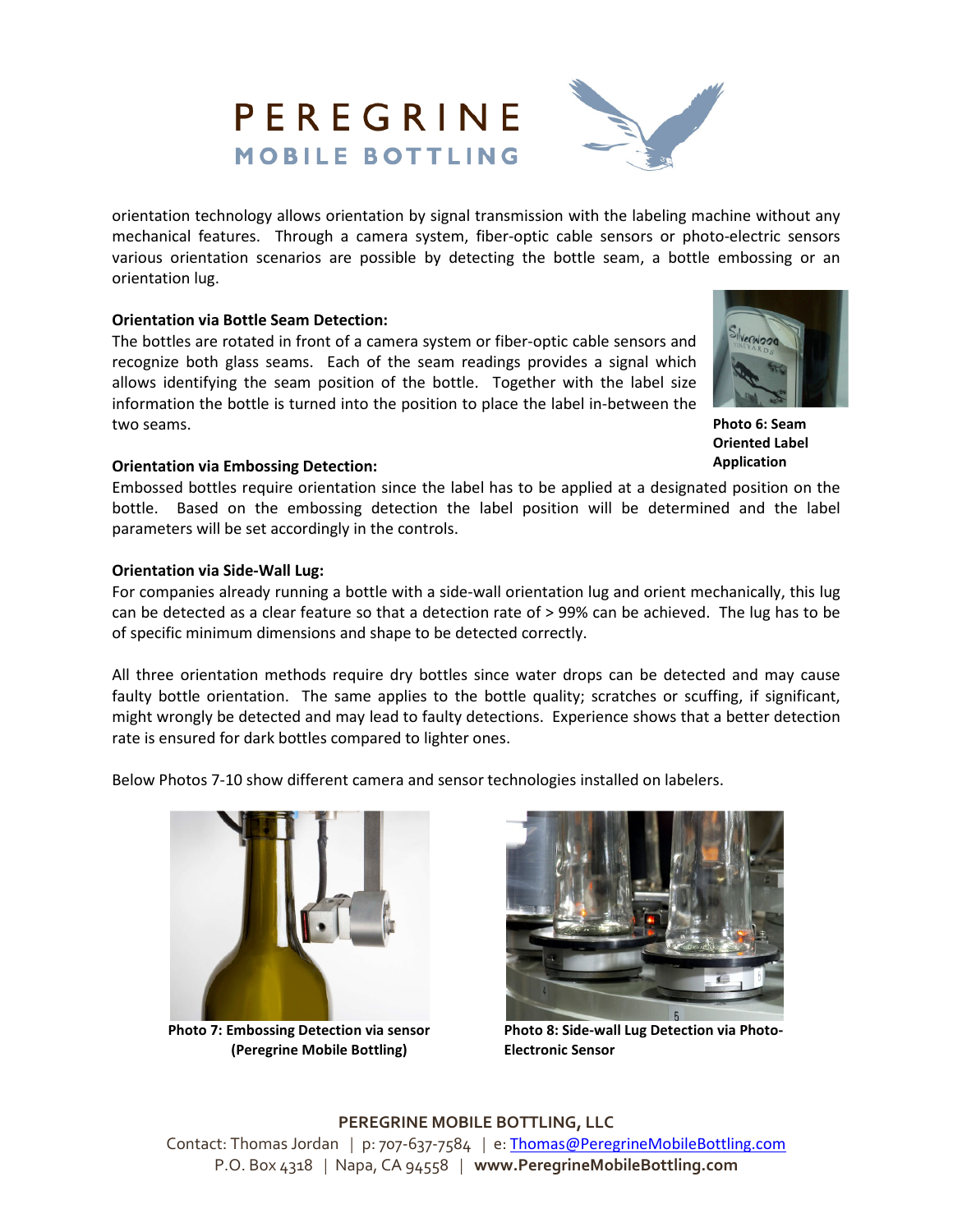orientation technology allows orientation by signal transmission with the labeling machine without any mechanical features. Through a camera system, fiber-optic cable sensors or photo-electric sensors various orientation scenarios are possible by detecting the bottle seam, a bottle embossing or an orientation lug.

**Orientation via Bottle Seam Detection:**
The bottles are rotated in front of a camera system or fiber-optic cable sensors and recognize both glass seams. Each of the seam readings provides a signal which allows identifying the seam position of the bottle. Together with the label size information the bottle is turned into the position to place the label in-between the two seams.

**Photo 6: Seam Oriented Label Application**

**Orientation via Embossing Detection:**
Embossed bottles require orientation since the label has to be applied at a designated position on the bottle. Based on the embossing detection the label position will be determined and the label parameters will be set accordingly in the controls.

**Orientation via Side-Wall Lug:**
For companies already running a bottle with a side-wall orientation lug and orient mechanically, this lug can be detected as a clear feature so that a detection rate of > 99% can be achieved. The lug has to be of specific minimum dimensions and shape to be detected correctly.

All three orientation methods require dry bottles since water drops can be detected and may cause faulty bottle orientation. The same applies to the bottle quality; scratches or scuffing, if significant, might wrongly be detected and may lead to faulty detections. Experience shows that a better detection rate is ensured for dark bottles compared to lighter ones.

Below Photos 7-10 show different camera and sensor technologies installed on labelers.

**Photo 7: Embossing Detection via sensor (Peregrine Mobile Bottling)**

**Photo 8: Side-wall Lug Detection via Photo-Electronic Sensor**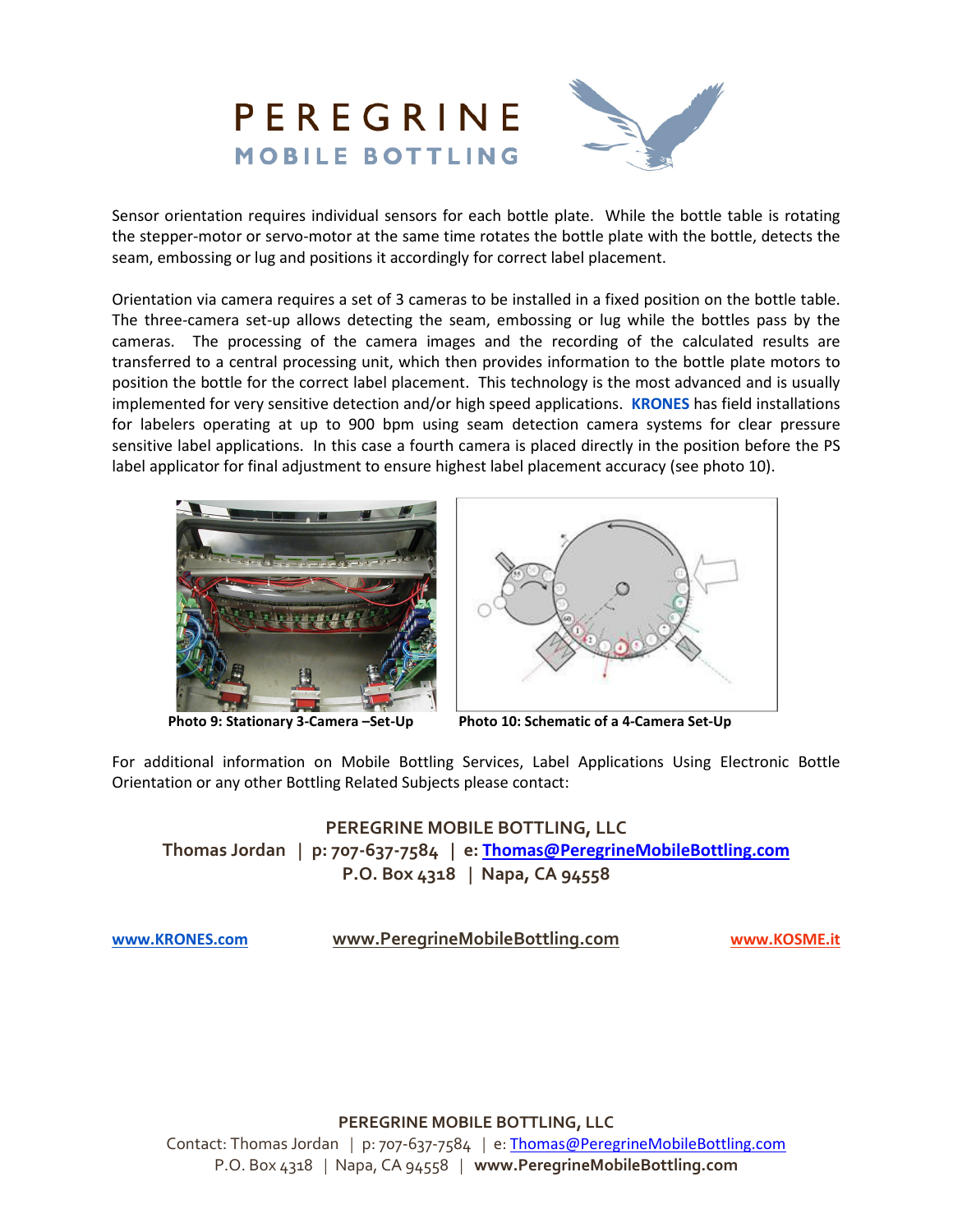Sensor orientation requires individual sensors for each bottle plate. While the bottle table is rotating the stepper-motor or servo-motor at the same time rotates the bottle plate with the bottle, detects the seam, embossing or lug and positions it accordingly for correct label placement.

Orientation via camera requires a set of 3 cameras to be installed in a fixed position on the bottle table. The three-camera set-up allows detecting the seam, embossing or lug while the bottles pass by the cameras. The processing of the camera images and the recording of the calculated results are transferred to a central processing unit, which then provides information to the bottle plate motors to position the bottle for the correct label placement. This technology is the most advanced and is usually implemented for very sensitive detection and/or high speed applications. **KRONES** has field installations for labelers operating at up to 900 bpm using seam detection camera systems for clear pressure sensitive label applications. In this case a fourth camera is placed directly in the position before the PS label applicator for final adjustment to ensure highest label placement accuracy (see photo 10).

**Photo 9: Stationary 3-Camera –Set-Up**

**Photo 10: Schematic of a 4-Camera Set-Up**

For additional information on Mobile Bottling Services, Label Applications Using Electronic Bottle Orientation or any other Bottling Related Subjects please contact:

**PEREGRINE MOBILE BOTTLING, LLC**
**Thomas Jordan | p: 707-637-7584 | e: Thomas@PeregrineMobileBottling.com**
**P.O. Box 4318 | Napa, CA 94558**

**www.KRONES.com** **www.PeregrineMobileBottling.com** **www.KOSME.it**